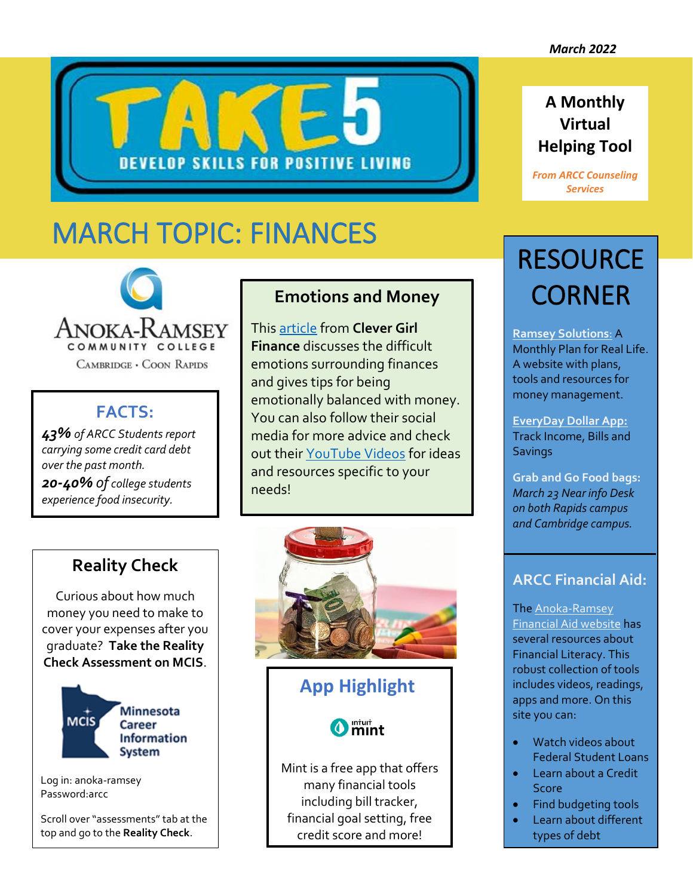*March 2022*

# TAKE 5

DEVELOP SKILLS FOR POSITIVE LIVING

**A Monthly Virtual Helping Tool**

***From ARCC Counseling Services***

# MARCH TOPIC: FINANCES

Anoka-Ramsey Community College
Cambridge • Coon Rapids

## FACTS:

***43%** of ARCC Students report carrying some credit card debt over the past month.*

***20-40%** of college students experience food insecurity.*

## Reality Check

Curious about how much money you need to make to cover your expenses after you graduate? **Take the Reality Check Assessment on MCIS**.

MCIS Minnesota Career Information System

Log in: anoka-ramsey
Password:arcc

Scroll over "assessments" tab at the top and go to the **Reality Check**.

## Emotions and Money

This article from **Clever Girl Finance** discusses the difficult emotions surrounding finances and gives tips for being emotionally balanced with money. You can also follow their social media for more advice and check out their YouTube Videos for ideas and resources specific to your needs!

## App Highlight

intuit mint

Mint is a free app that offers many financial tools including bill tracker, financial goal setting, free credit score and more!

# RESOURCE CORNER

Ramsey Solutions: A Monthly Plan for Real Life. A website with plans, tools and resources for money management.

EveryDay Dollar App: Track Income, Bills and Savings

**Grab and Go Food bags:** *March 23 Near info Desk on both Rapids campus and Cambridge campus.*

## ARCC Financial Aid:

The Anoka-Ramsey Financial Aid website has several resources about Financial Literacy. This robust collection of tools includes videos, readings, apps and more. On this site you can:

- Watch videos about Federal Student Loans
- Learn about a Credit Score
- Find budgeting tools
- Learn about different types of debt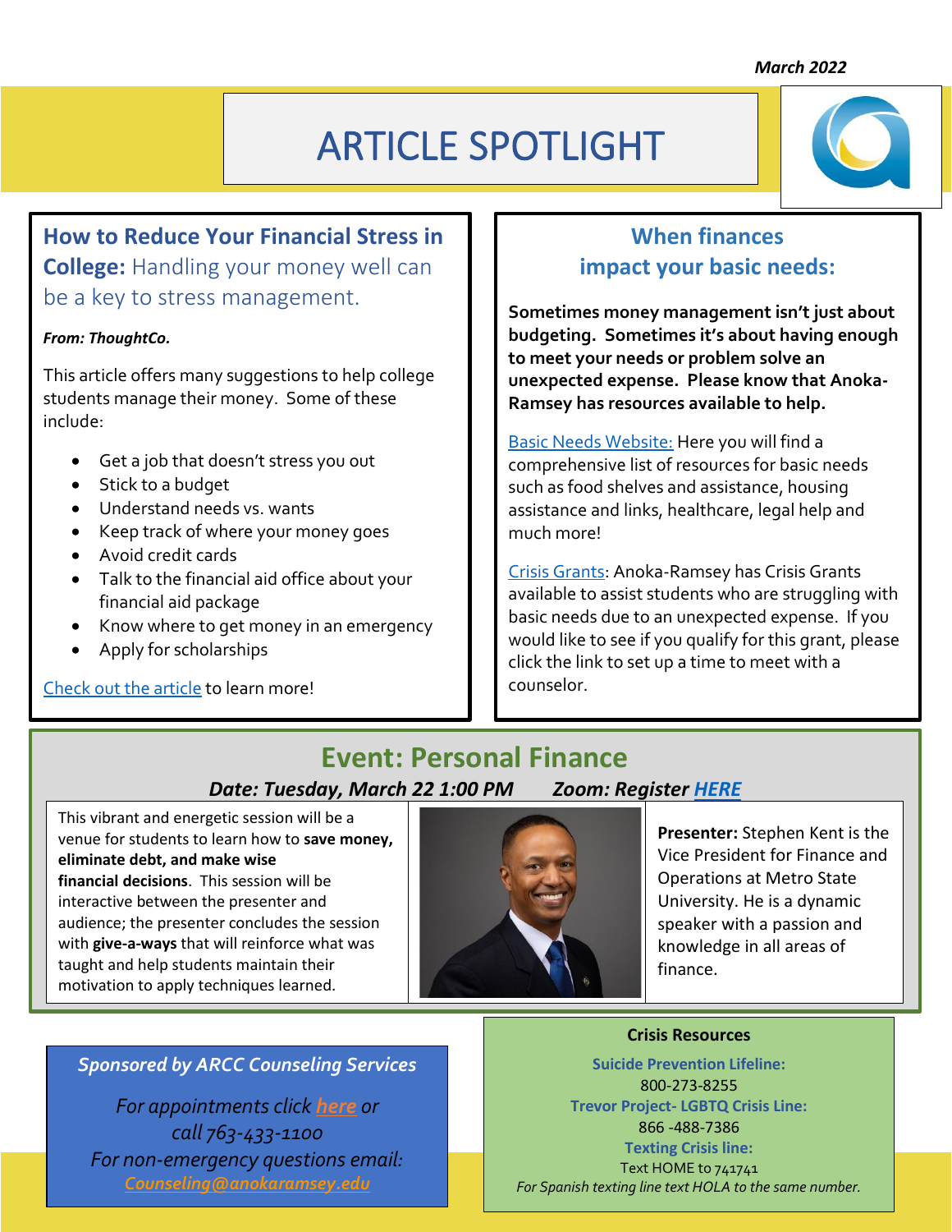*March 2022*

# ARTICLE SPOTLIGHT

## How to Reduce Your Financial Stress in College: Handling your money well can be a key to stress management.

***From: ThoughtCo.***

This article offers many suggestions to help college students manage their money. Some of these include:

- Get a job that doesn't stress you out
- Stick to a budget
- Understand needs vs. wants
- Keep track of where your money goes
- Avoid credit cards
- Talk to the financial aid office about your financial aid package
- Know where to get money in an emergency
- Apply for scholarships

Check out the article to learn more!

## When finances impact your basic needs:

**Sometimes money management isn't just about budgeting. Sometimes it's about having enough to meet your needs or problem solve an unexpected expense. Please know that Anoka-Ramsey has resources available to help.**

Basic Needs Website: Here you will find a comprehensive list of resources for basic needs such as food shelves and assistance, housing assistance and links, healthcare, legal help and much more!

Crisis Grants: Anoka-Ramsey has Crisis Grants available to assist students who are struggling with basic needs due to an unexpected expense. If you would like to see if you qualify for this grant, please click the link to set up a time to meet with a counselor.

## Event: Personal Finance

***Date: Tuesday, March 22 1:00 PM*** ***Zoom: Register HERE***

This vibrant and energetic session will be a venue for students to learn how to **save money, eliminate debt, and make wise financial decisions**. This session will be interactive between the presenter and audience; the presenter concludes the session with **give-a-ways** that will reinforce what was taught and help students maintain their motivation to apply techniques learned.

**Presenter:** Stephen Kent is the Vice President for Finance and Operations at Metro State University. He is a dynamic speaker with a passion and knowledge in all areas of finance.

***Sponsored by ARCC Counseling Services***

*For appointments click here or call 763-433-1100*
*For non-emergency questions email: Counseling@anokaramsey.edu*

**Crisis Resources**

**Suicide Prevention Lifeline:**
800-273-8255
**Trevor Project- LGBTQ Crisis Line:**
866 -488-7386
**Texting Crisis line:**
Text HOME to 741741
*For Spanish texting line text HOLA to the same number.*